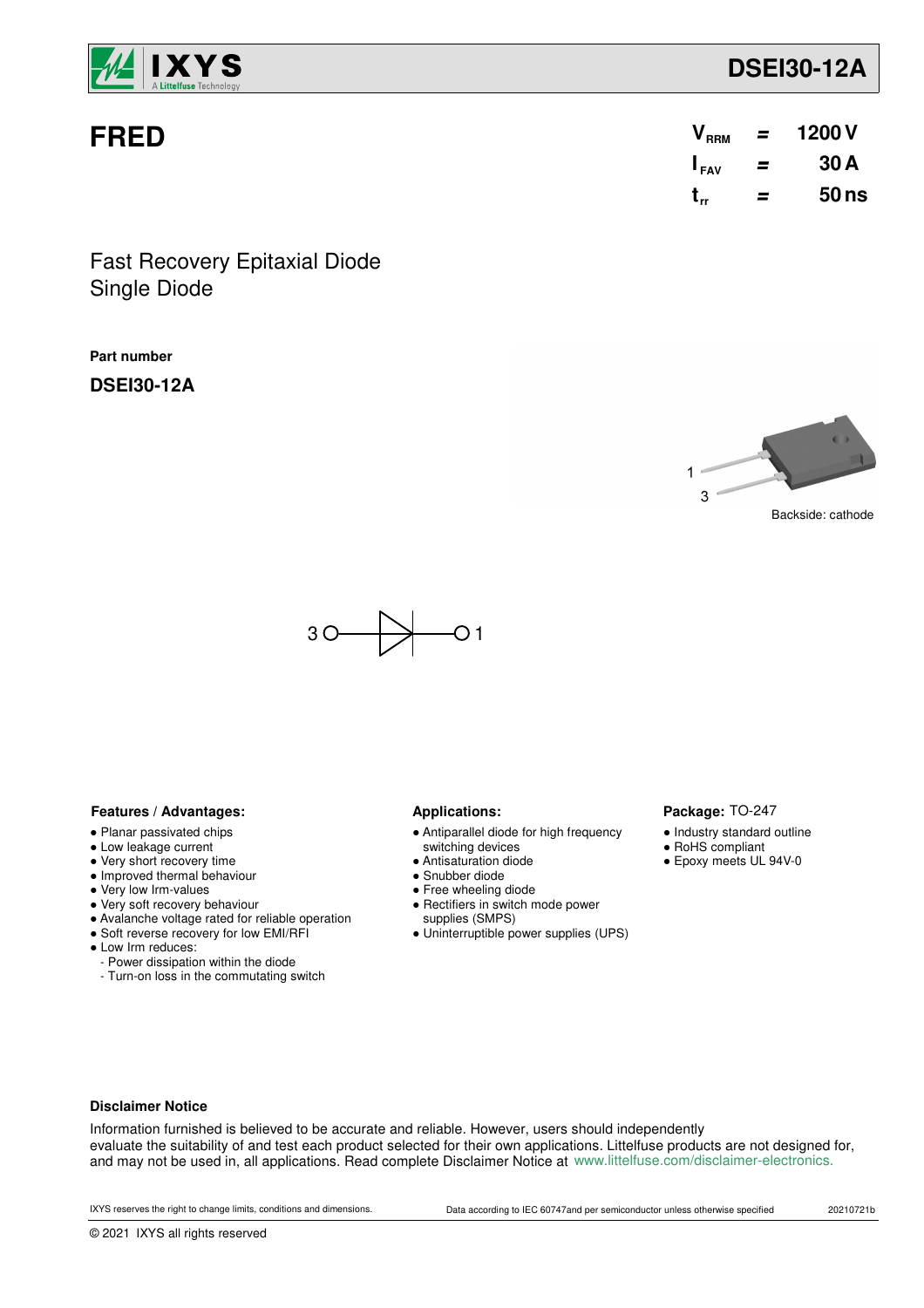# DSEI30-12A

## FRED

| | | |
|---|---|---|
| $V_{RRM}$ | = | 1200 V |
| $I_{FAV}$ | = | 30 A |
| $t_{rr}$ | = | 50 ns |

Fast Recovery Epitaxial Diode
Single Diode

**Part number**

**DSEI30-12A**

1
3

Backside: cathode

3 —▷|— 1

### Features / Advantages:

- Planar passivated chips
- Low leakage current
- Very short recovery time
- Improved thermal behaviour
- Very low Irm-values
- Very soft recovery behaviour
- Avalanche voltage rated for reliable operation
- Soft reverse recovery for low EMI/RFI
- Low Irm reduces:
  - Power dissipation within the diode
  - Turn-on loss in the commutating switch

### Applications:

- Antiparallel diode for high frequency switching devices
- Antisaturation diode
- Snubber diode
- Free wheeling diode
- Rectifiers in switch mode power supplies (SMPS)
- Uninterruptible power supplies (UPS)

### Package: TO-247

- Industry standard outline
- RoHS compliant
- Epoxy meets UL 94V-0

### Disclaimer Notice

Information furnished is believed to be accurate and reliable. However, users should independently evaluate the suitability of and test each product selected for their own applications. Littelfuse products are not designed for, and may not be used in, all applications. Read complete Disclaimer Notice at www.littelfuse.com/disclaimer-electronics.

IXYS reserves the right to change limits, conditions and dimensions.

Data according to IEC 60747and per semiconductor unless otherwise specified

20210721b

© 2021 IXYS all rights reserved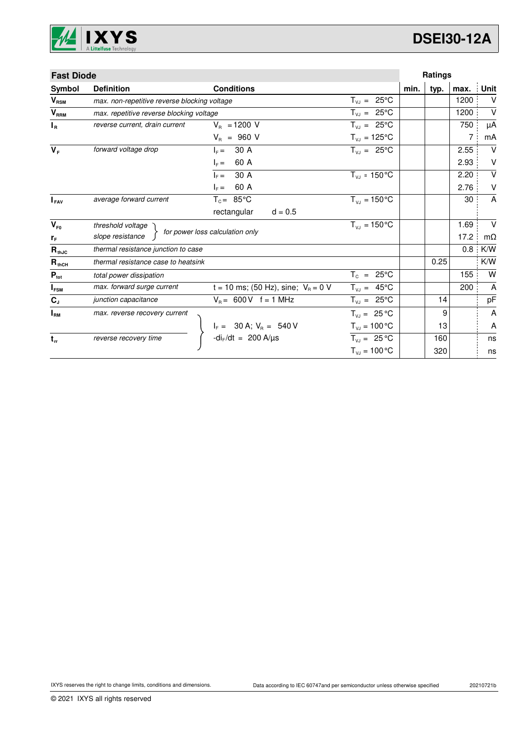## Fast Diode

| Symbol | Definition | Conditions | | min. | typ. | max. | Unit |
|---|---|---|---|---|---|---|---|
| $V_{RSM}$ | *max. non-repetitive reverse blocking voltage* | | $T_{VJ}$ = 25°C | | | 1200 | V |
| $V_{RRM}$ | *max. repetitive reverse blocking voltage* | | $T_{VJ}$ = 25°C | | | 1200 | V |
| $I_R$ | *reverse current, drain current* | $V_R$ = 1200 V | $T_{VJ}$ = 25°C | | | 750 | µA |
| | | $V_R$ = 960 V | $T_{VJ}$ = 125°C | | | 7 | mA |
| $V_F$ | *forward voltage drop* | $I_F$ = 30 A | $T_{VJ}$ = 25°C | | | 2.55 | V |
| | | $I_F$ = 60 A | | | | 2.93 | V |
| | | $I_F$ = 30 A | $T_{VJ}$ = 150°C | | | 2.20 | V |
| | | $I_F$ = 60 A | | | | 2.76 | V |
| $I_{FAV}$ | *average forward current* | $T_C$ = 85°C | $T_{VJ}$ = 150°C | | | 30 | A |
| | | rectangular d = 0.5 | | | | | |
| $V_{F0}$ | *threshold voltage* | *for power loss calculation only* | $T_{VJ}$ = 150°C | | | 1.69 | V |
| $r_F$ | *slope resistance* | | | | | 17.2 | mΩ |
| $R_{thJC}$ | *thermal resistance junction to case* | | | | | 0.8 | K/W |
| $R_{thCH}$ | *thermal resistance case to heatsink* | | | | 0.25 | | K/W |
| $P_{tot}$ | *total power dissipation* | | $T_C$ = 25°C | | | 155 | W |
| $I_{FSM}$ | *max. forward surge current* | t = 10 ms; (50 Hz), sine; $V_R$ = 0 V | $T_{VJ}$ = 45°C | | | 200 | A |
| $C_J$ | *junction capacitance* | $V_R$ = 600 V f = 1 MHz | $T_{VJ}$ = 25°C | | 14 | | pF |
| $I_{RM}$ | *max. reverse recovery current* | $I_F$ = 30 A; $V_R$ = 540 V | $T_{VJ}$ = 25°C | | 9 | | A |
| | | $-di_F/dt$ = 200 A/µs | $T_{VJ}$ = 100°C | | 13 | | A |
| $t_{rr}$ | *reverse recovery time* | | $T_{VJ}$ = 25°C | | 160 | | ns |
| | | | $T_{VJ}$ = 100°C | | 320 | | ns |

IXYS reserves the right to change limits, conditions and dimensions. Data according to IEC 60747and per semiconductor unless otherwise specified 20210721b

© 2021 IXYS all rights reserved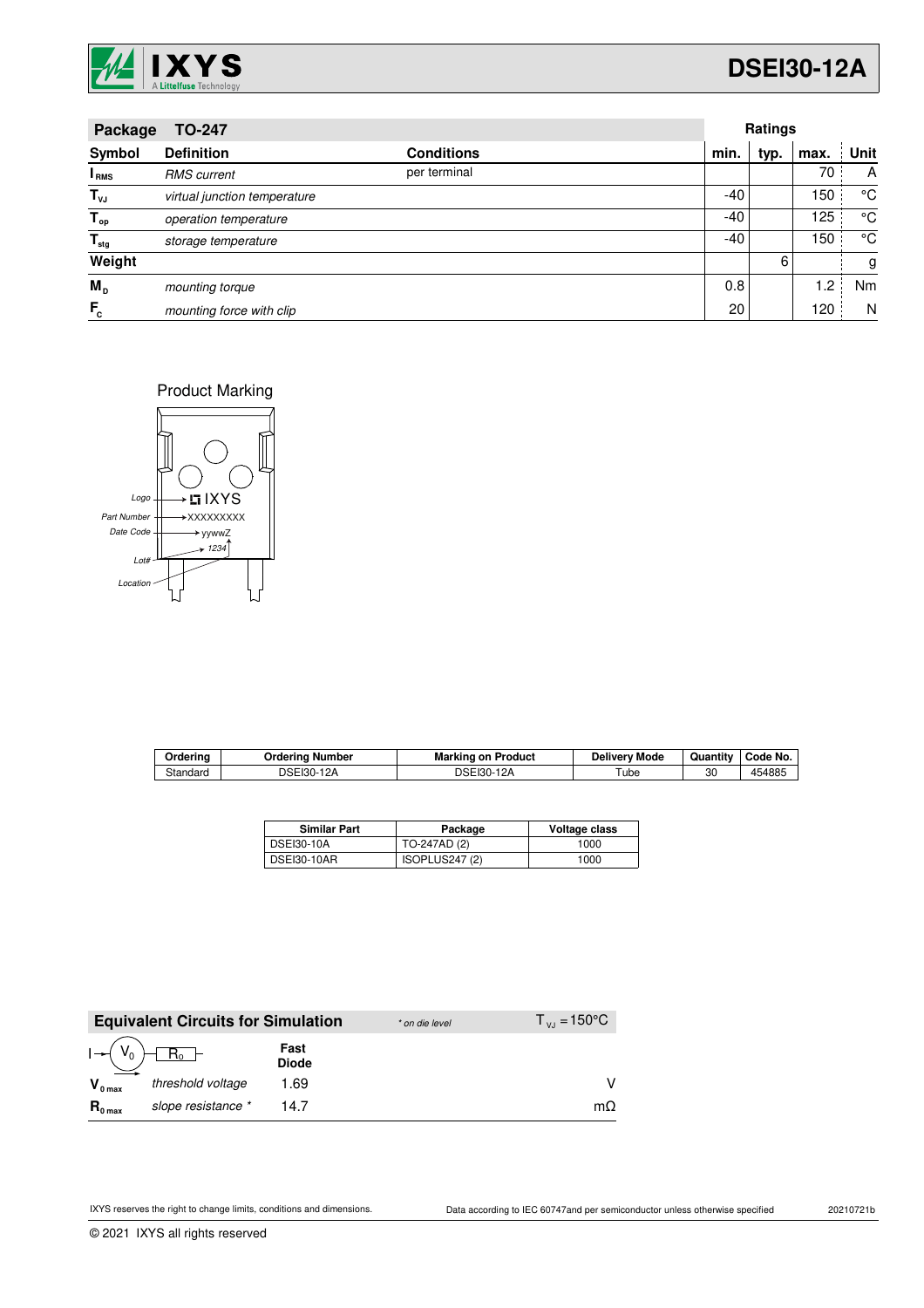| **Package** | **TO-247** | | **Ratings** | | | |
|---|---|---|---|---|---|---|
| **Symbol** | **Definition** | **Conditions** | **min.** | **typ.** | **max.** | **Unit** |
| $I_{RMS}$ | *RMS current* | per terminal | | | 70 | A |
| $T_{VJ}$ | *virtual junction temperature* | | -40 | | 150 | °C |
| $T_{op}$ | *operation temperature* | | -40 | | 125 | °C |
| $T_{stg}$ | *storage temperature* | | -40 | | 150 | °C |
| **Weight** | | | | 6 | | g |
| $M_D$ | *mounting torque* | | 0.8 | | 1.2 | Nm |
| $F_C$ | *mounting force with clip* | | 20 | | 120 | N |

Product Marking

Logo → IXYS
Part Number → XXXXXXXXX
Date Code → yywwZ
Lot# → 1234
Location

| Ordering | Ordering Number | Marking on Product | Delivery Mode | Quantity | Code No. |
|---|---|---|---|---|---|
| Standard | DSEI30-12A | DSEI30-12A | Tube | 30 | 454885 |

| Similar Part | Package | Voltage class |
|---|---|---|
| DSEI30-10A | TO-247AD (2) | 1000 |
| DSEI30-10AR | ISOPLUS247 (2) | 1000 |

| **Equivalent Circuits for Simulation** | | *\* on die level* | $T_{VJ} = 150°C$ |
|---|---|---|---|
| $I \rightarrow (V_0) - [R_0]$ | | **Fast Diode** | |
| $V_{0\,max}$ | *threshold voltage* | 1.69 | V |
| $R_{0\,max}$ | *slope resistance \** | 14.7 | mΩ |

IXYS reserves the right to change limits, conditions and dimensions.

Data according to IEC 60747and per semiconductor unless otherwise specified

20210721b

© 2021 IXYS all rights reserved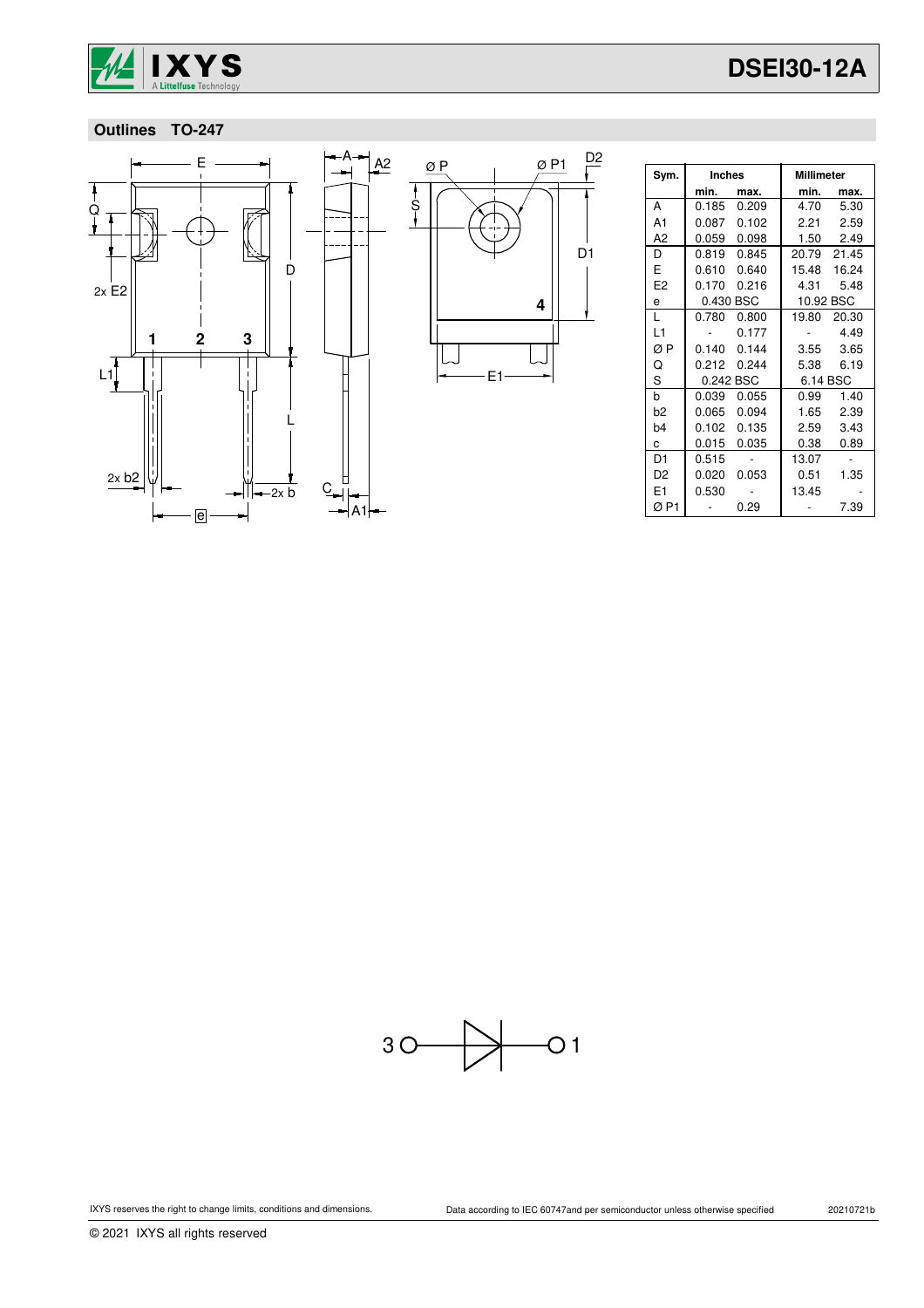## Outlines TO-247

| Sym. | Inches | | Millimeter | |
|---|---|---|---|---|
| | min. | max. | min. | max. |
| A | 0.185 | 0.209 | 4.70 | 5.30 |
| A1 | 0.087 | 0.102 | 2.21 | 2.59 |
| A2 | 0.059 | 0.098 | 1.50 | 2.49 |
| D | 0.819 | 0.845 | 20.79 | 21.45 |
| E | 0.610 | 0.640 | 15.48 | 16.24 |
| E2 | 0.170 | 0.216 | 4.31 | 5.48 |
| e | 0.430 BSC | | 10.92 BSC | |
| L | 0.780 | 0.800 | 19.80 | 20.30 |
| L1 | - | 0.177 | - | 4.49 |
| Ø P | 0.140 | 0.144 | 3.55 | 3.65 |
| Q | 0.212 | 0.244 | 5.38 | 6.19 |
| S | 0.242 BSC | | 6.14 BSC | |
| b | 0.039 | 0.055 | 0.99 | 1.40 |
| b2 | 0.065 | 0.094 | 1.65 | 2.39 |
| b4 | 0.102 | 0.135 | 2.59 | 3.43 |
| c | 0.015 | 0.035 | 0.38 | 0.89 |
| D1 | 0.515 | - | 13.07 | - |
| D2 | 0.020 | 0.053 | 0.51 | 1.35 |
| E1 | 0.530 | - | 13.45 | - |
| Ø P1 | - | 0.29 | - | 7.39 |

IXYS reserves the right to change limits, conditions and dimensions.

Data according to IEC 60747and per semiconductor unless otherwise specified

20210721b

© 2021 IXYS all rights reserved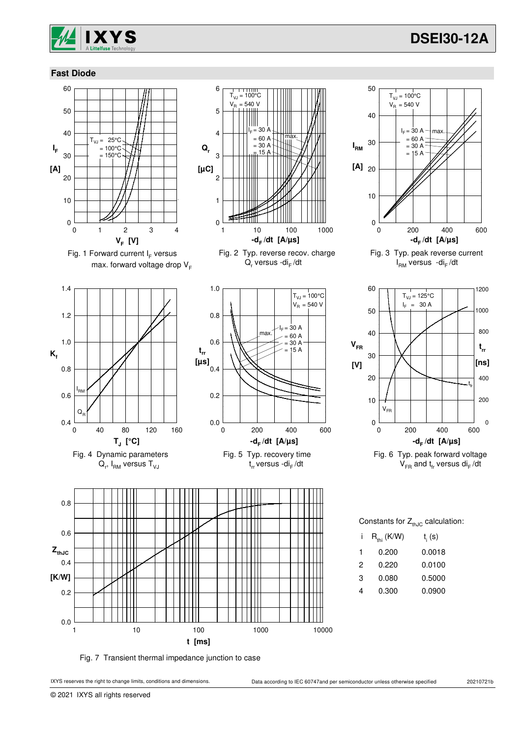## Fast Diode

60
50
40
$I_F$
30
[A]
20
10
0
0 1 2 3 4
$V_F$ [V]
$T_{VJ}$ = 25°C
= 100°C
= 150°C

Fig. 1 Forward current $I_F$ versus max. forward voltage drop $V_F$

6
5
4
$Q_r$
3
[µC]
2
1
0
1 10 100 1000
$-d_F/dt$ [A/µs]
$T_{VJ}$ = 100°C
$V_R$ = 540 V
$I_F$ = 30 A
= 60 A
= 30 A
= 15 A
max.

Fig. 2 Typ. reverse recov. charge $Q_r$ versus $-di_F/dt$

50
40
$I_{RM}$
30
[A]
20
10
0
0 200 400 600
$-d_F/dt$ [A/µs]
$T_{VJ}$ = 100°C
$V_R$ = 540 V
$I_F$ = 30 A
= 60 A
= 30 A
= 15 A
max.

Fig. 3 Typ. peak reverse current $I_{RM}$ versus $-di_F/dt$

1.4
1.2
1.0
$K_f$
0.8
0.6
0.4
0 40 80 120 160
$T_J$ [°C]
$I_{RM}$
$Q_R$

Fig. 4 Dynamic parameters $Q_r$, $I_{RM}$ versus $T_{VJ}$

1.0
0.8
0.6
$t_{rr}$
[µs]
0.4
0.2
0.0
0 200 400 600
$-d_F/dt$ [A/µs]
$T_{VJ}$ = 100°C
$V_R$ = 540 V
$I_F$ = 30 A
= 60 A
= 30 A
= 15 A
max.

Fig. 5 Typ. recovery time $t_{rr}$ versus $-di_F/dt$

60
50
40
$V_{FR}$
30
[V]
20
10
0
0 200 400 600
$-d_F/dt$ [A/µs]
1200
1000
800
$t_{rr}$
[ns]
400
200
0
$T_{VJ}$ = 125°C
$I_F$ = 30 A
$t_{fr}$
$V_{FR}$

Fig. 6 Typ. peak forward voltage $V_{FR}$ and $t_{fr}$ versus $di_F/dt$

0.8
0.6
$Z_{thJC}$
0.4
[K/W]
0.2
0.0
1 10 100 1000 10000
t [ms]

Fig. 7 Transient thermal impedance junction to case

Constants for $Z_{thJC}$ calculation:

| i | $R_{thi}$ (K/W) | $t_i$ (s) |
|---|---|---|
| 1 | 0.200 | 0.0018 |
| 2 | 0.220 | 0.0100 |
| 3 | 0.080 | 0.5000 |
| 4 | 0.300 | 0.0900 |

IXYS reserves the right to change limits, conditions and dimensions. Data according to IEC 60747and per semiconductor unless otherwise specified 20210721b

© 2021 IXYS all rights reserved